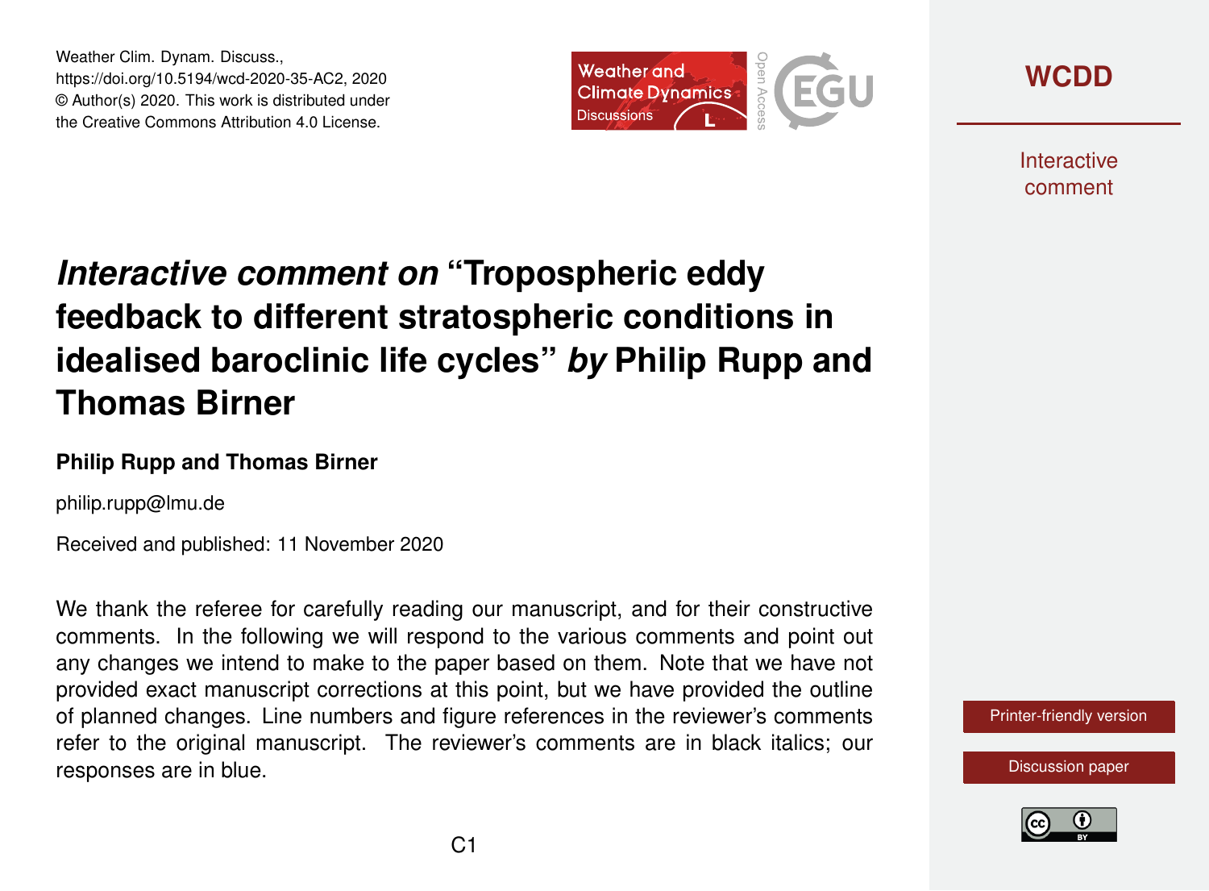Weather Clim. Dynam. Discuss.,
https://doi.org/10.5194/wcd-2020-35-AC2, 2020
© Author(s) 2020. This work is distributed under
the Creative Commons Attribution 4.0 License.

# *Interactive comment on* "Tropospheric eddy feedback to different stratospheric conditions in idealised baroclinic life cycles" *by* Philip Rupp and Thomas Birner

**Philip Rupp and Thomas Birner**

philip.rupp@lmu.de

Received and published: 11 November 2020

We thank the referee for carefully reading our manuscript, and for their constructive comments. In the following we will respond to the various comments and point out any changes we intend to make to the paper based on them. Note that we have not provided exact manuscript corrections at this point, but we have provided the outline of planned changes. Line numbers and figure references in the reviewer's comments refer to the original manuscript. The reviewer's comments are in black italics; our responses are in blue.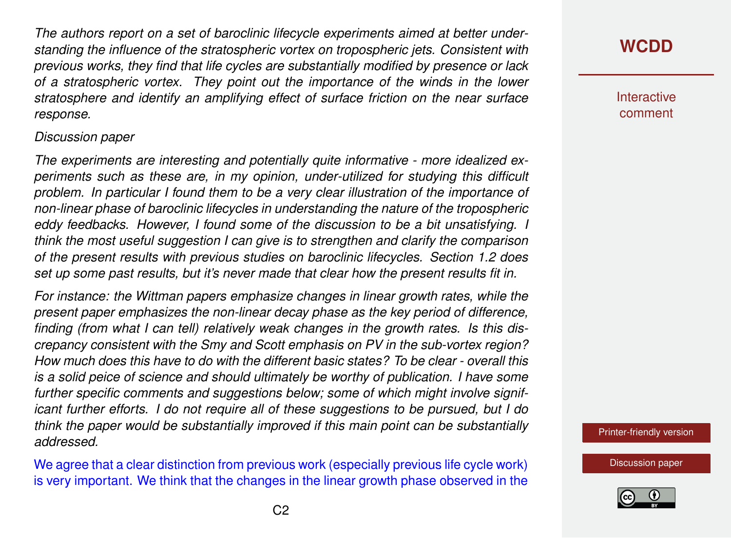*The authors report on a set of baroclinic lifecycle experiments aimed at better understanding the influence of the stratospheric vortex on tropospheric jets. Consistent with previous works, they find that life cycles are substantially modified by presence or lack of a stratospheric vortex. They point out the importance of the winds in the lower stratosphere and identify an amplifying effect of surface friction on the near surface response.*

*Discussion paper*

*The experiments are interesting and potentially quite informative - more idealized experiments such as these are, in my opinion, under-utilized for studying this difficult problem. In particular I found them to be a very clear illustration of the importance of non-linear phase of baroclinic lifecycles in understanding the nature of the tropospheric eddy feedbacks. However, I found some of the discussion to be a bit unsatisfying. I think the most useful suggestion I can give is to strengthen and clarify the comparison of the present results with previous studies on baroclinic lifecycles. Section 1.2 does set up some past results, but it's never made that clear how the present results fit in.*

*For instance: the Wittman papers emphasize changes in linear growth rates, while the present paper emphasizes the non-linear decay phase as the key period of difference, finding (from what I can tell) relatively weak changes in the growth rates. Is this discrepancy consistent with the Smy and Scott emphasis on PV in the sub-vortex region? How much does this have to do with the different basic states? To be clear - overall this is a solid peice of science and should ultimately be worthy of publication. I have some further specific comments and suggestions below; some of which might involve significant further efforts. I do not require all of these suggestions to be pursued, but I do think the paper would be substantially improved if this main point can be substantially addressed.*

We agree that a clear distinction from previous work (especially previous life cycle work) is very important. We think that the changes in the linear growth phase observed in the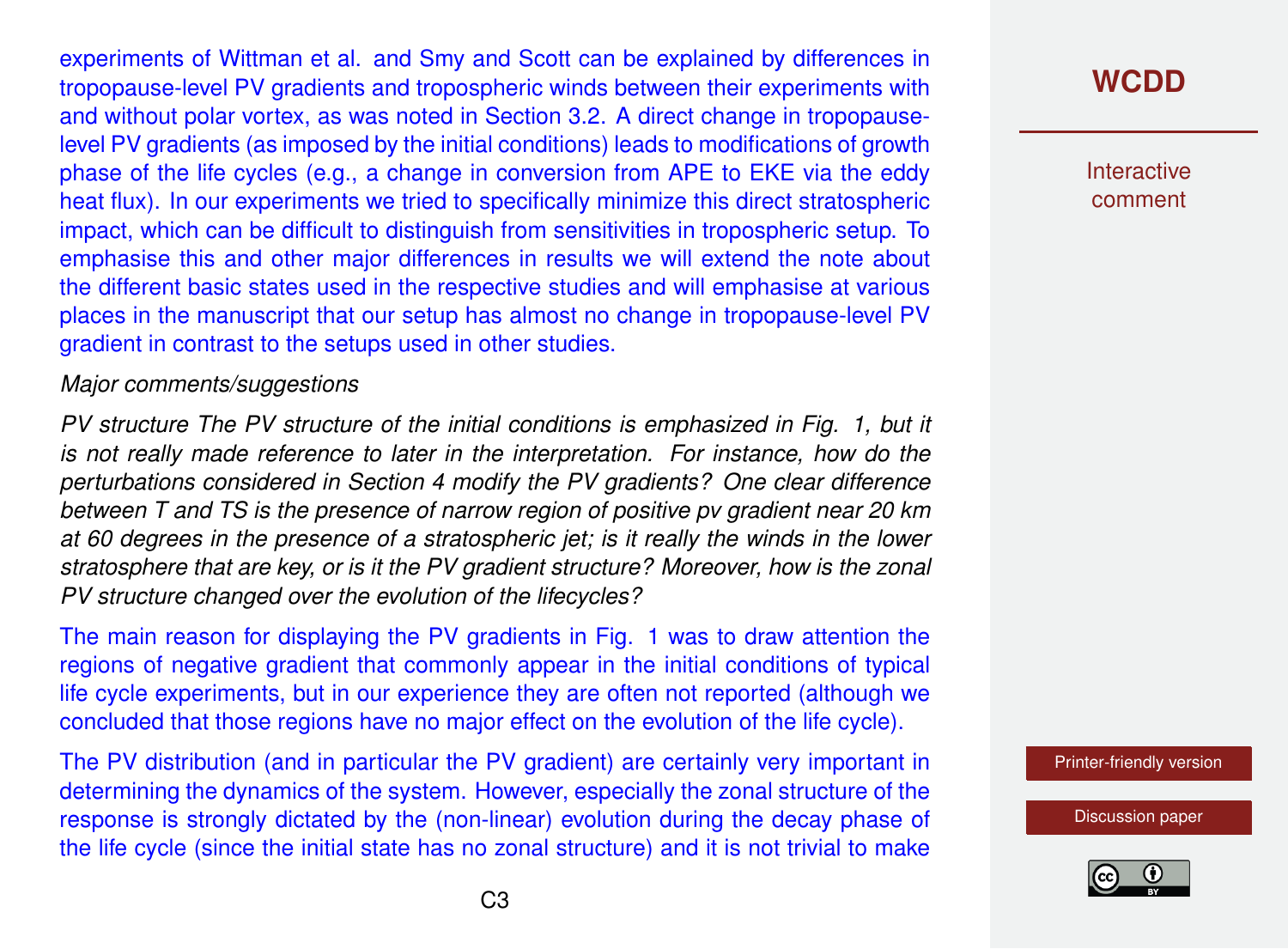experiments of Wittman et al. and Smy and Scott can be explained by differences in tropopause-level PV gradients and tropospheric winds between their experiments with and without polar vortex, as was noted in Section 3.2. A direct change in tropopause-level PV gradients (as imposed by the initial conditions) leads to modifications of growth phase of the life cycles (e.g., a change in conversion from APE to EKE via the eddy heat flux). In our experiments we tried to specifically minimize this direct stratospheric impact, which can be difficult to distinguish from sensitivities in tropospheric setup. To emphasise this and other major differences in results we will extend the note about the different basic states used in the respective studies and will emphasise at various places in the manuscript that our setup has almost no change in tropopause-level PV gradient in contrast to the setups used in other studies.

*Major comments/suggestions*

*PV structure The PV structure of the initial conditions is emphasized in Fig. 1, but it is not really made reference to later in the interpretation. For instance, how do the perturbations considered in Section 4 modify the PV gradients? One clear difference between T and TS is the presence of narrow region of positive pv gradient near 20 km at 60 degrees in the presence of a stratospheric jet; is it really the winds in the lower stratosphere that are key, or is it the PV gradient structure? Moreover, how is the zonal PV structure changed over the evolution of the lifecycles?*

The main reason for displaying the PV gradients in Fig. 1 was to draw attention the regions of negative gradient that commonly appear in the initial conditions of typical life cycle experiments, but in our experience they are often not reported (although we concluded that those regions have no major effect on the evolution of the life cycle).

The PV distribution (and in particular the PV gradient) are certainly very important in determining the dynamics of the system. However, especially the zonal structure of the response is strongly dictated by the (non-linear) evolution during the decay phase of the life cycle (since the initial state has no zonal structure) and it is not trivial to make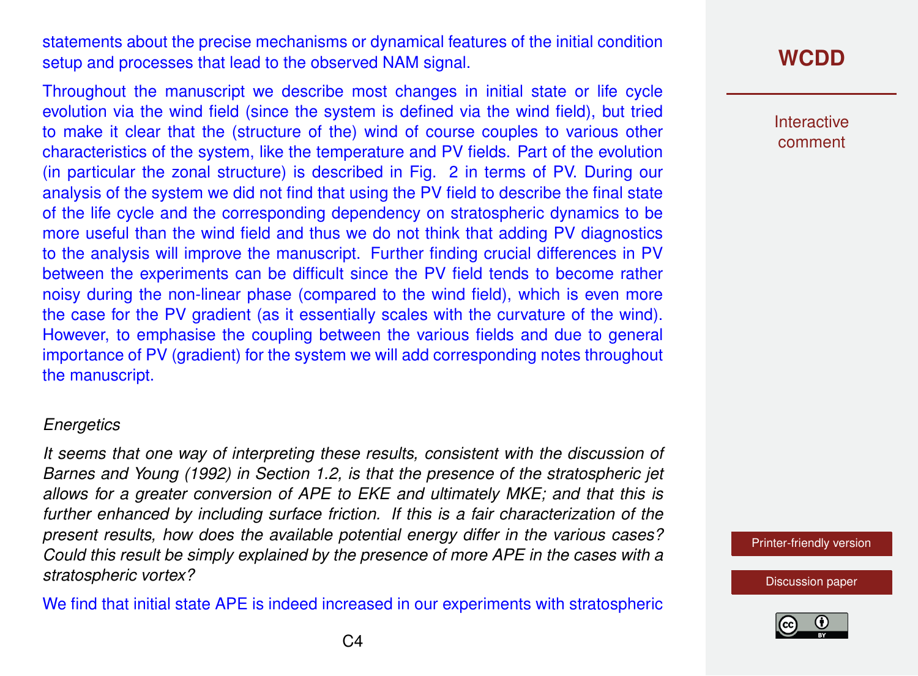statements about the precise mechanisms or dynamical features of the initial condition setup and processes that lead to the observed NAM signal.

Throughout the manuscript we describe most changes in initial state or life cycle evolution via the wind field (since the system is defined via the wind field), but tried to make it clear that the (structure of the) wind of course couples to various other characteristics of the system, like the temperature and PV fields. Part of the evolution (in particular the zonal structure) is described in Fig. 2 in terms of PV. During our analysis of the system we did not find that using the PV field to describe the final state of the life cycle and the corresponding dependency on stratospheric dynamics to be more useful than the wind field and thus we do not think that adding PV diagnostics to the analysis will improve the manuscript. Further finding crucial differences in PV between the experiments can be difficult since the PV field tends to become rather noisy during the non-linear phase (compared to the wind field), which is even more the case for the PV gradient (as it essentially scales with the curvature of the wind). However, to emphasise the coupling between the various fields and due to general importance of PV (gradient) for the system we will add corresponding notes throughout the manuscript.

*Energetics*

*It seems that one way of interpreting these results, consistent with the discussion of Barnes and Young (1992) in Section 1.2, is that the presence of the stratospheric jet allows for a greater conversion of APE to EKE and ultimately MKE; and that this is further enhanced by including surface friction. If this is a fair characterization of the present results, how does the available potential energy differ in the various cases? Could this result be simply explained by the presence of more APE in the cases with a stratospheric vortex?*

We find that initial state APE is indeed increased in our experiments with stratospheric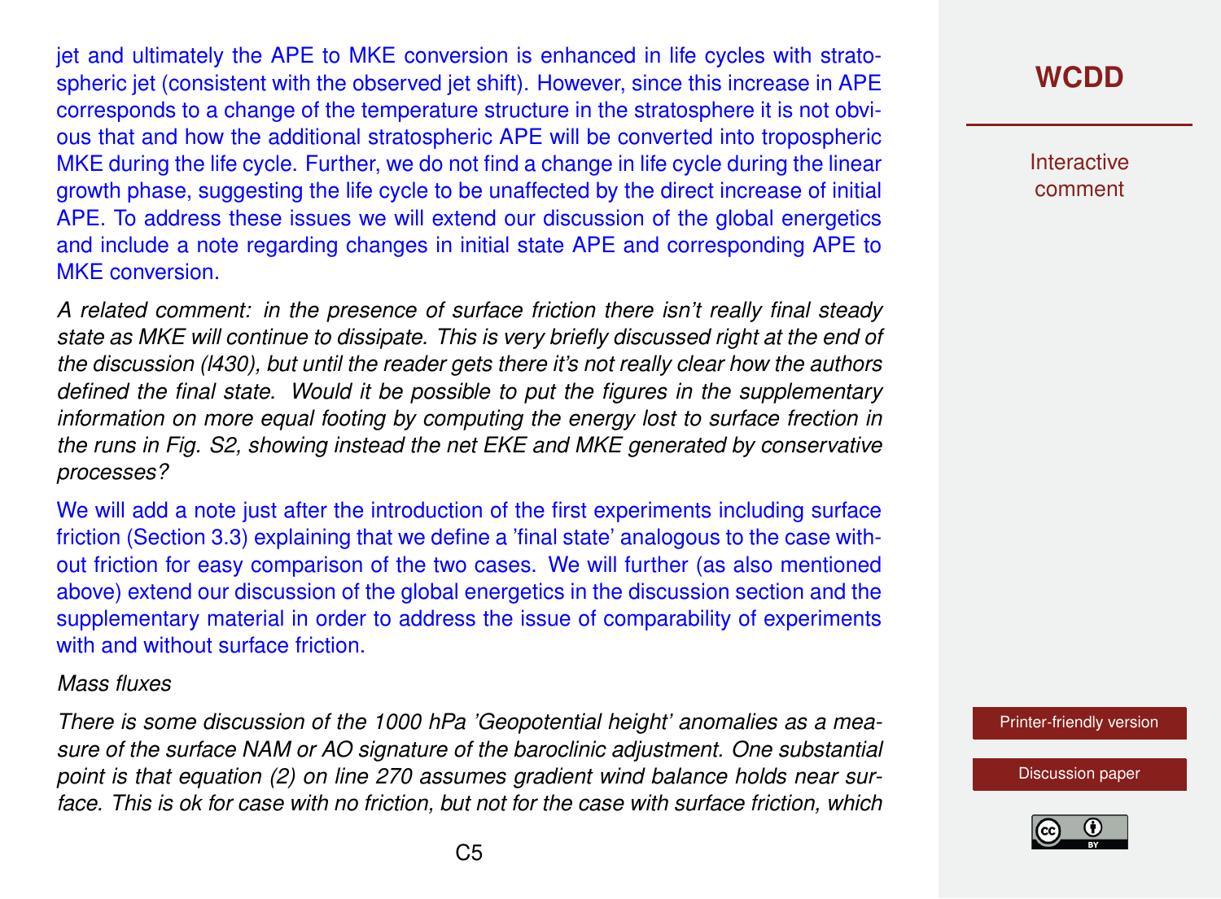jet and ultimately the APE to MKE conversion is enhanced in life cycles with stratospheric jet (consistent with the observed jet shift). However, since this increase in APE corresponds to a change of the temperature structure in the stratosphere it is not obvious that and how the additional stratospheric APE will be converted into tropospheric MKE during the life cycle. Further, we do not find a change in life cycle during the linear growth phase, suggesting the life cycle to be unaffected by the direct increase of initial APE. To address these issues we will extend our discussion of the global energetics and include a note regarding changes in initial state APE and corresponding APE to MKE conversion.

*A related comment: in the presence of surface friction there isn't really final steady state as MKE will continue to dissipate. This is very briefly discussed right at the end of the discussion (l430), but until the reader gets there it's not really clear how the authors defined the final state. Would it be possible to put the figures in the supplementary information on more equal footing by computing the energy lost to surface frection in the runs in Fig. S2, showing instead the net EKE and MKE generated by conservative processes?*

We will add a note just after the introduction of the first experiments including surface friction (Section 3.3) explaining that we define a 'final state' analogous to the case without friction for easy comparison of the two cases. We will further (as also mentioned above) extend our discussion of the global energetics in the discussion section and the supplementary material in order to address the issue of comparability of experiments with and without surface friction.

*Mass fluxes*

*There is some discussion of the 1000 hPa 'Geopotential height' anomalies as a measure of the surface NAM or AO signature of the baroclinic adjustment. One substantial point is that equation (2) on line 270 assumes gradient wind balance holds near surface. This is ok for case with no friction, but not for the case with surface friction, which*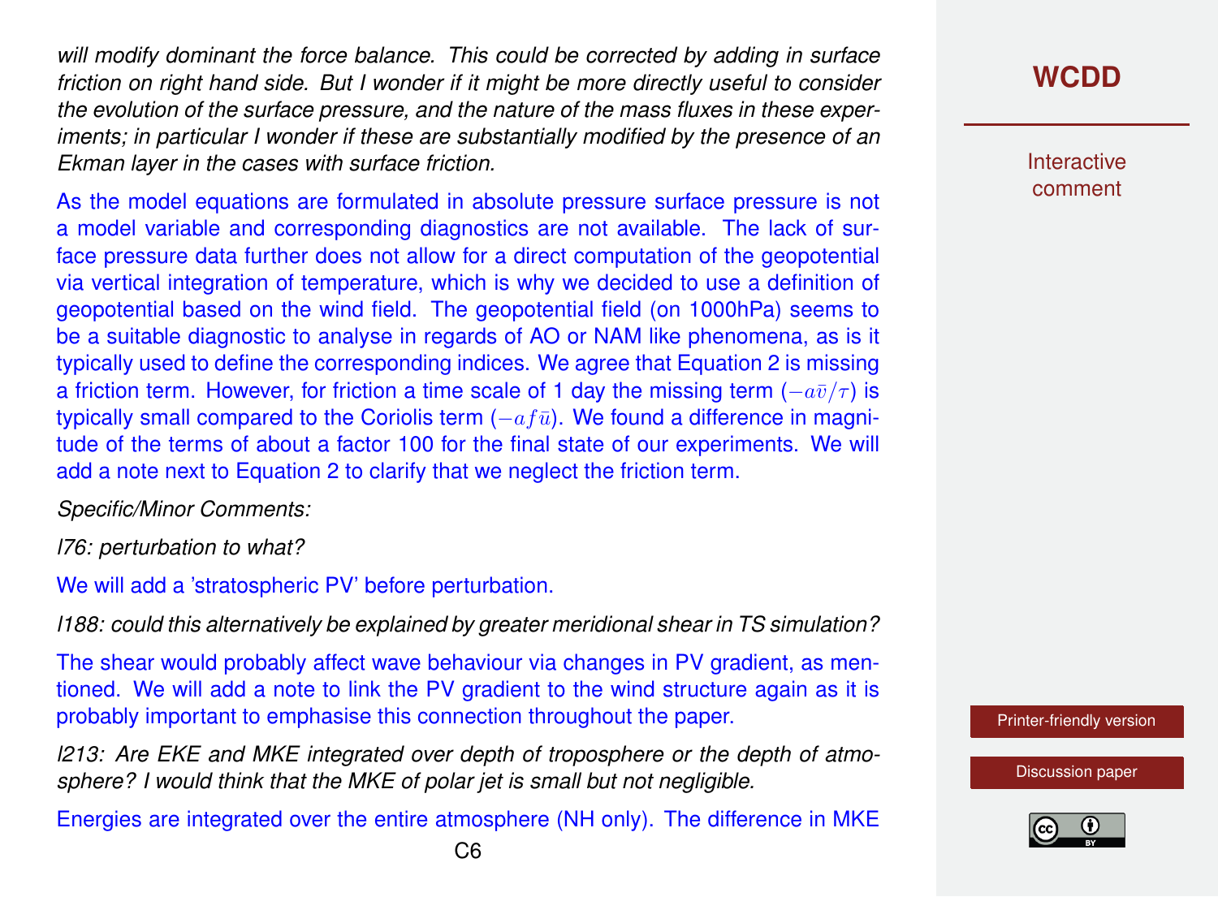*will modify dominant the force balance. This could be corrected by adding in surface friction on right hand side. But I wonder if it might be more directly useful to consider the evolution of the surface pressure, and the nature of the mass fluxes in these experiments; in particular I wonder if these are substantially modified by the presence of an Ekman layer in the cases with surface friction.*

As the model equations are formulated in absolute pressure surface pressure is not a model variable and corresponding diagnostics are not available. The lack of surface pressure data further does not allow for a direct computation of the geopotential via vertical integration of temperature, which is why we decided to use a definition of geopotential based on the wind field. The geopotential field (on 1000hPa) seems to be a suitable diagnostic to analyse in regards of AO or NAM like phenomena, as is it typically used to define the corresponding indices. We agree that Equation 2 is missing a friction term. However, for friction a time scale of 1 day the missing term ($-a\bar{v}/\tau$) is typically small compared to the Coriolis term ($-af\bar{u}$). We found a difference in magnitude of the terms of about a factor 100 for the final state of our experiments. We will add a note next to Equation 2 to clarify that we neglect the friction term.

*Specific/Minor Comments:*

*l76: perturbation to what?*

We will add a 'stratospheric PV' before perturbation.

*l188: could this alternatively be explained by greater meridional shear in TS simulation?*

The shear would probably affect wave behaviour via changes in PV gradient, as mentioned. We will add a note to link the PV gradient to the wind structure again as it is probably important to emphasise this connection throughout the paper.

*l213: Are EKE and MKE integrated over depth of troposphere or the depth of atmosphere? I would think that the MKE of polar jet is small but not negligible.*

Energies are integrated over the entire atmosphere (NH only). The difference in MKE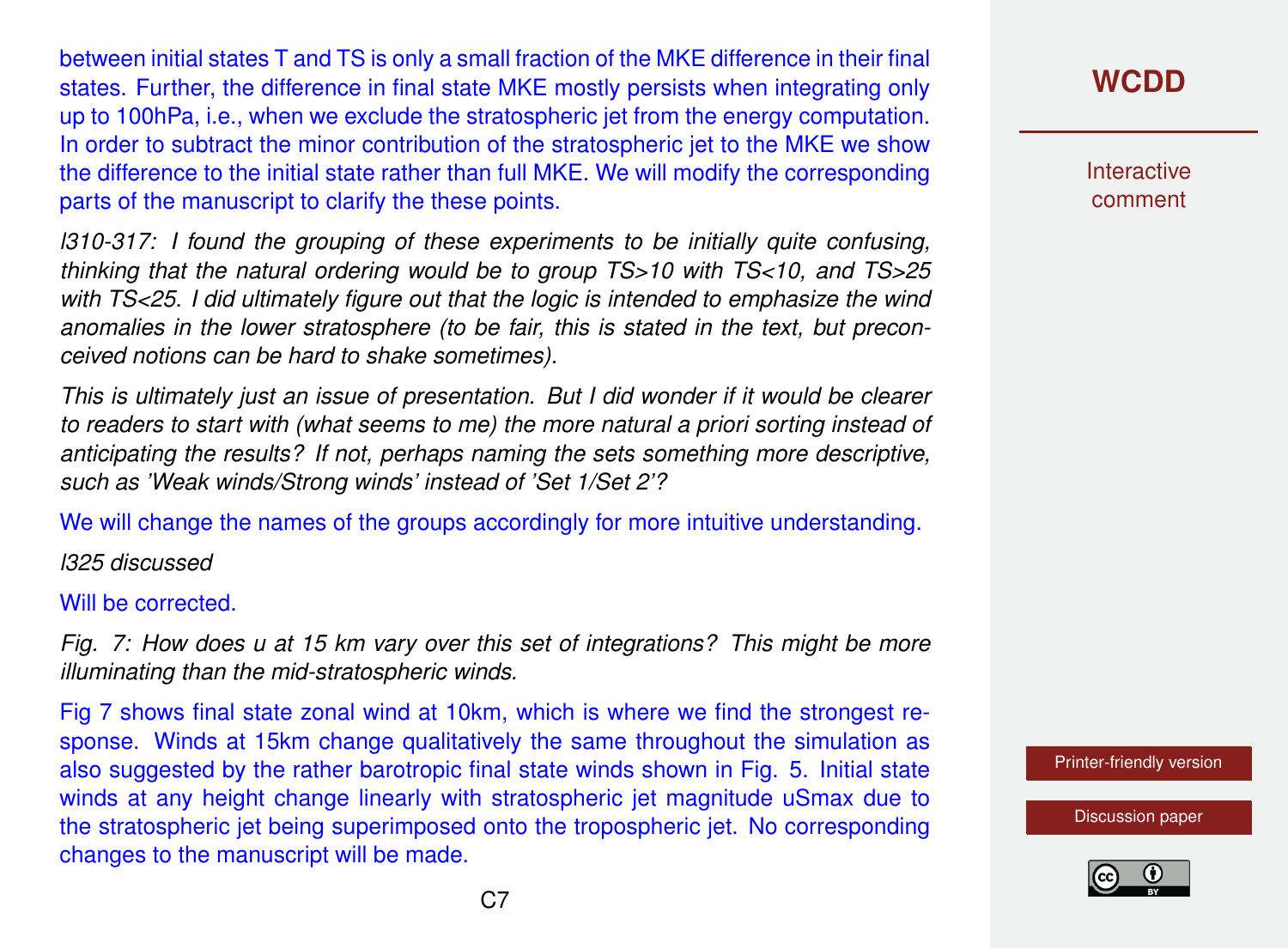between initial states T and TS is only a small fraction of the MKE difference in their final states. Further, the difference in final state MKE mostly persists when integrating only up to 100hPa, i.e., when we exclude the stratospheric jet from the energy computation. In order to subtract the minor contribution of the stratospheric jet to the MKE we show the difference to the initial state rather than full MKE. We will modify the corresponding parts of the manuscript to clarify the these points.

*l310-317: I found the grouping of these experiments to be initially quite confusing, thinking that the natural ordering would be to group TS>10 with TS<10, and TS>25 with TS<25. I did ultimately figure out that the logic is intended to emphasize the wind anomalies in the lower stratosphere (to be fair, this is stated in the text, but preconceived notions can be hard to shake sometimes).*

*This is ultimately just an issue of presentation. But I did wonder if it would be clearer to readers to start with (what seems to me) the more natural a priori sorting instead of anticipating the results? If not, perhaps naming the sets something more descriptive, such as 'Weak winds/Strong winds' instead of 'Set 1/Set 2'?*

We will change the names of the groups accordingly for more intuitive understanding.

*l325 discussed*

Will be corrected.

*Fig. 7: How does u at 15 km vary over this set of integrations? This might be more illuminating than the mid-stratospheric winds.*

Fig 7 shows final state zonal wind at 10km, which is where we find the strongest response. Winds at 15km change qualitatively the same throughout the simulation as also suggested by the rather barotropic final state winds shown in Fig. 5. Initial state winds at any height change linearly with stratospheric jet magnitude uSmax due to the stratospheric jet being superimposed onto the tropospheric jet. No corresponding changes to the manuscript will be made.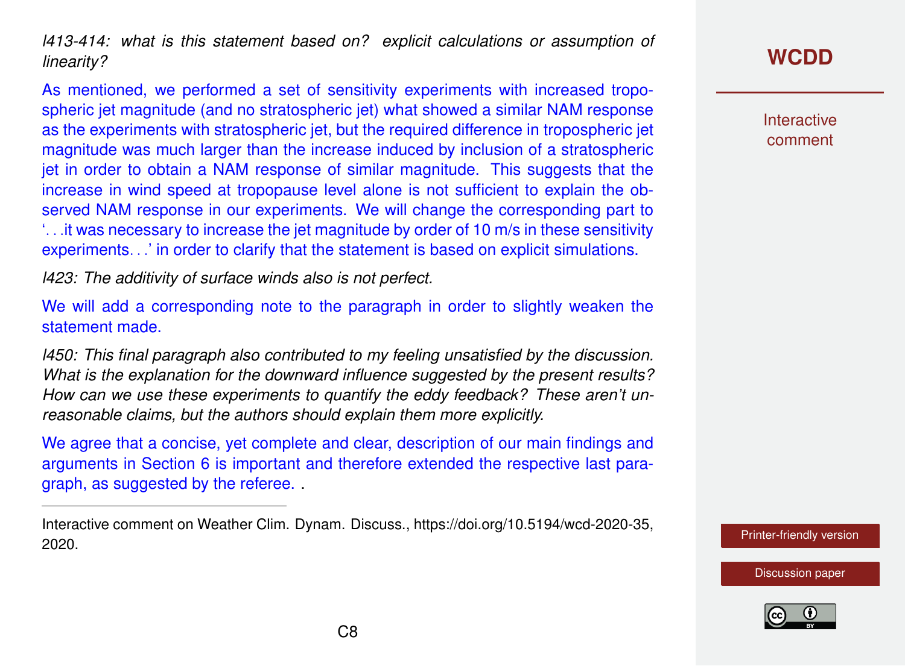*l413-414: what is this statement based on? explicit calculations or assumption of linearity?*

As mentioned, we performed a set of sensitivity experiments with increased tropospheric jet magnitude (and no stratospheric jet) what showed a similar NAM response as the experiments with stratospheric jet, but the required difference in tropospheric jet magnitude was much larger than the increase induced by inclusion of a stratospheric jet in order to obtain a NAM response of similar magnitude. This suggests that the increase in wind speed at tropopause level alone is not sufficient to explain the observed NAM response in our experiments. We will change the corresponding part to '. . .it was necessary to increase the jet magnitude by order of 10 m/s in these sensitivity experiments. . .' in order to clarify that the statement is based on explicit simulations.

*l423: The additivity of surface winds also is not perfect.*

We will add a corresponding note to the paragraph in order to slightly weaken the statement made.

*l450: This final paragraph also contributed to my feeling unsatisfied by the discussion. What is the explanation for the downward influence suggested by the present results? How can we use these experiments to quantify the eddy feedback? These aren't unreasonable claims, but the authors should explain them more explicitly.*

We agree that a concise, yet complete and clear, description of our main findings and arguments in Section 6 is important and therefore extended the respective last paragraph, as suggested by the referee. .

---

Interactive comment on Weather Clim. Dynam. Discuss., https://doi.org/10.5194/wcd-2020-35, 2020.